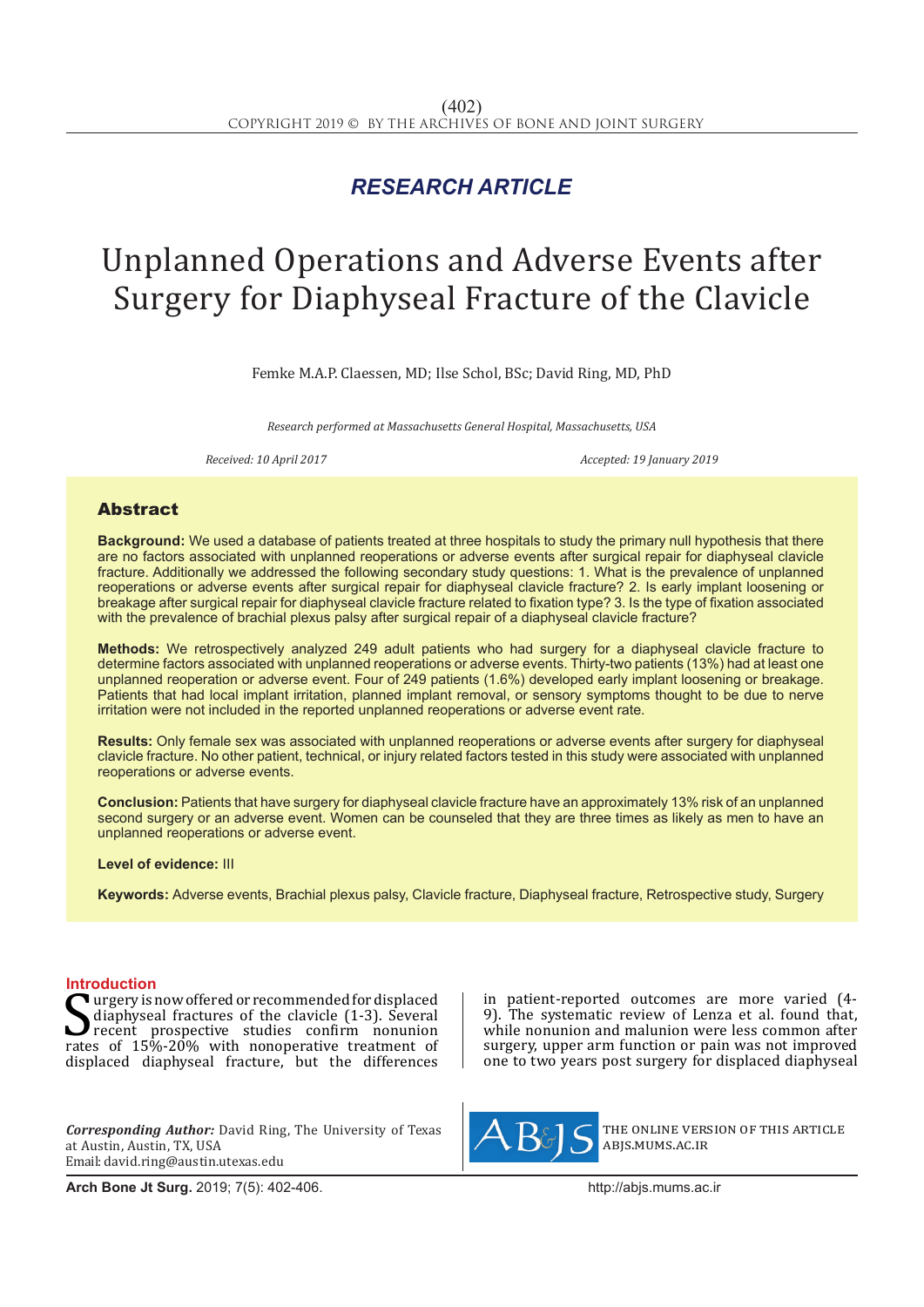*RESEARCH ARTICLE*

# Unplanned Operations and Adverse Events after Surgery for Diaphyseal Fracture of the Clavicle

Femke M.A.P. Claessen, MD; Ilse Schol, BSc; David Ring, MD, PhD

*Research performed at Massachusetts General Hospital, Massachusetts, USA*

*Received: 10 April 2017* *Accepted: 19 January 2019*

## Abstract

**Background:** We used a database of patients treated at three hospitals to study the primary null hypothesis that there are no factors associated with unplanned reoperations or adverse events after surgical repair for diaphyseal clavicle fracture. Additionally we addressed the following secondary study questions: 1. What is the prevalence of unplanned reoperations or adverse events after surgical repair for diaphyseal clavicle fracture? 2. Is early implant loosening or breakage after surgical repair for diaphyseal clavicle fracture related to fixation type? 3. Is the type of fixation associated with the prevalence of brachial plexus palsy after surgical repair of a diaphyseal clavicle fracture?

**Methods:** We retrospectively analyzed 249 adult patients who had surgery for a diaphyseal clavicle fracture to determine factors associated with unplanned reoperations or adverse events. Thirty-two patients (13%) had at least one unplanned reoperation or adverse event. Four of 249 patients (1.6%) developed early implant loosening or breakage. Patients that had local implant irritation, planned implant removal, or sensory symptoms thought to be due to nerve irritation were not included in the reported unplanned reoperations or adverse event rate.

**Results:** Only female sex was associated with unplanned reoperations or adverse events after surgery for diaphyseal clavicle fracture. No other patient, technical, or injury related factors tested in this study were associated with unplanned reoperations or adverse events.

**Conclusion:** Patients that have surgery for diaphyseal clavicle fracture have an approximately 13% risk of an unplanned second surgery or an adverse event. Women can be counseled that they are three times as likely as men to have an unplanned reoperations or adverse event.

**Level of evidence:** III

**Keywords:** Adverse events, Brachial plexus palsy, Clavicle fracture, Diaphyseal fracture, Retrospective study, Surgery

## Introduction

Surgery is now offered or recommended for displaced diaphyseal fractures of the clavicle (1-3). Several recent prospective studies confirm nonunion rates of 15%-20% with nonoperative treatment of displaced diaphyseal fracture, but the differences in patient-reported outcomes are more varied (4-9). The systematic review of Lenza et al. found that, while nonunion and malunion were less common after surgery, upper arm function or pain was not improved one to two years post surgery for displaced diaphyseal

***Corresponding Author:*** David Ring, The University of Texas at Austin, Austin, TX, USA
Email: david.ring@austin.utexas.edu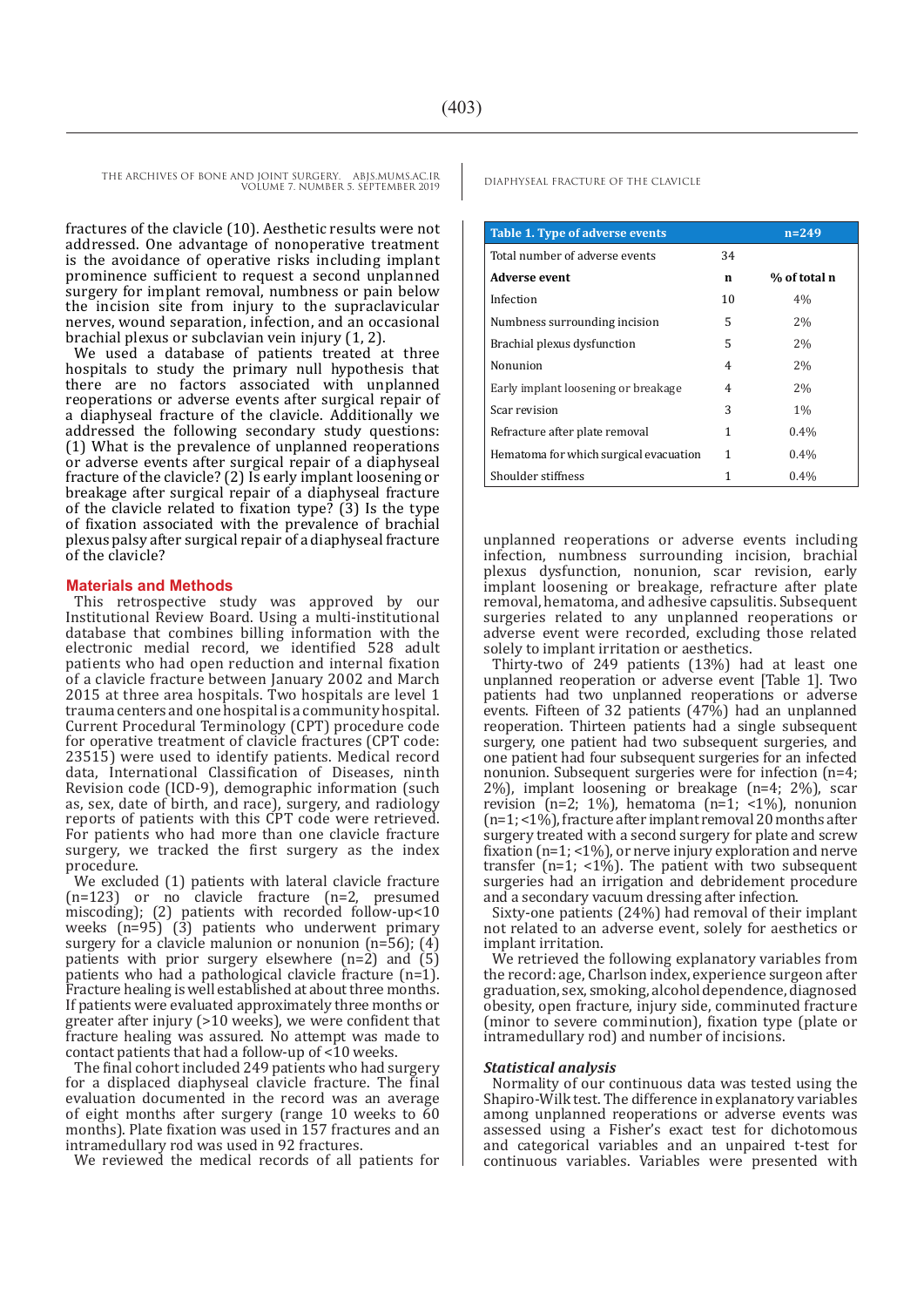fractures of the clavicle (10). Aesthetic results were not addressed. One advantage of nonoperative treatment is the avoidance of operative risks including implant prominence sufficient to request a second unplanned surgery for implant removal, numbness or pain below the incision site from injury to the supraclavicular nerves, wound separation, infection, and an occasional brachial plexus or subclavian vein injury (1, 2).

We used a database of patients treated at three hospitals to study the primary null hypothesis that there are no factors associated with unplanned reoperations or adverse events after surgical repair of a diaphyseal fracture of the clavicle. Additionally we addressed the following secondary study questions: (1) What is the prevalence of unplanned reoperations or adverse events after surgical repair of a diaphyseal fracture of the clavicle? (2) Is early implant loosening or breakage after surgical repair of a diaphyseal fracture of the clavicle related to fixation type? (3) Is the type of fixation associated with the prevalence of brachial plexus palsy after surgical repair of a diaphyseal fracture of the clavicle?

## Materials and Methods

This retrospective study was approved by our Institutional Review Board. Using a multi-institutional database that combines billing information with the electronic medial record, we identified 528 adult patients who had open reduction and internal fixation of a clavicle fracture between January 2002 and March 2015 at three area hospitals. Two hospitals are level 1 trauma centers and one hospital is a community hospital. Current Procedural Terminology (CPT) procedure code for operative treatment of clavicle fractures (CPT code: 23515) were used to identify patients. Medical record data, International Classification of Diseases, ninth Revision code (ICD-9), demographic information (such as, sex, date of birth, and race), surgery, and radiology reports of patients with this CPT code were retrieved. For patients who had more than one clavicle fracture surgery, we tracked the first surgery as the index procedure.

We excluded (1) patients with lateral clavicle fracture (n=123) or no clavicle fracture (n=2, presumed miscoding); (2) patients with recorded follow-up<10 weeks (n=95) (3) patients who underwent primary surgery for a clavicle malunion or nonunion (n=56); (4) patients with prior surgery elsewhere (n=2) and (5) patients who had a pathological clavicle fracture (n=1). Fracture healing is well established at about three months. If patients were evaluated approximately three months or greater after injury (>10 weeks), we were confident that fracture healing was assured. No attempt was made to contact patients that had a follow-up of <10 weeks.

The final cohort included 249 patients who had surgery for a displaced diaphyseal clavicle fracture. The final evaluation documented in the record was an average of eight months after surgery (range 10 weeks to 60 months). Plate fixation was used in 157 fractures and an intramedullary rod was used in 92 fractures.

We reviewed the medical records of all patients for unplanned reoperations or adverse events including infection, numbness surrounding incision, brachial plexus dysfunction, nonunion, scar revision, early implant loosening or breakage, refracture after plate removal, hematoma, and adhesive capsulitis. Subsequent surgeries related to any unplanned reoperations or adverse event were recorded, excluding those related solely to implant irritation or aesthetics.

| Table 1. Type of adverse events | | n=249 |
|---|---|---|
| Total number of adverse events | 34 | |
| **Adverse event** | **n** | **% of total n** |
| Infection | 10 | 4% |
| Numbness surrounding incision | 5 | 2% |
| Brachial plexus dysfunction | 5 | 2% |
| Nonunion | 4 | 2% |
| Early implant loosening or breakage | 4 | 2% |
| Scar revision | 3 | 1% |
| Refracture after plate removal | 1 | 0.4% |
| Hematoma for which surgical evacuation | 1 | 0.4% |
| Shoulder stiffness | 1 | 0.4% |

Thirty-two of 249 patients (13%) had at least one unplanned reoperation or adverse event [Table 1]. Two patients had two unplanned reoperations or adverse events. Fifteen of 32 patients (47%) had an unplanned reoperation. Thirteen patients had a single subsequent surgery, one patient had two subsequent surgeries, and one patient had four subsequent surgeries for an infected nonunion. Subsequent surgeries were for infection (n=4; 2%), implant loosening or breakage (n=4; 2%), scar revision (n=2; 1%), hematoma (n=1; <1%), nonunion (n=1; <1%), fracture after implant removal 20 months after surgery treated with a second surgery for plate and screw fixation (n=1; <1%), or nerve injury exploration and nerve transfer (n=1; <1%). The patient with two subsequent surgeries had an irrigation and debridement procedure and a secondary vacuum dressing after infection.

Sixty-one patients (24%) had removal of their implant not related to an adverse event, solely for aesthetics or implant irritation.

We retrieved the following explanatory variables from the record: age, Charlson index, experience surgeon after graduation, sex, smoking, alcohol dependence, diagnosed obesity, open fracture, injury side, comminuted fracture (minor to severe comminution), fixation type (plate or intramedullary rod) and number of incisions.

### *Statistical analysis*

Normality of our continuous data was tested using the Shapiro-Wilk test. The difference in explanatory variables among unplanned reoperations or adverse events was assessed using a Fisher's exact test for dichotomous and categorical variables and an unpaired t-test for continuous variables. Variables were presented with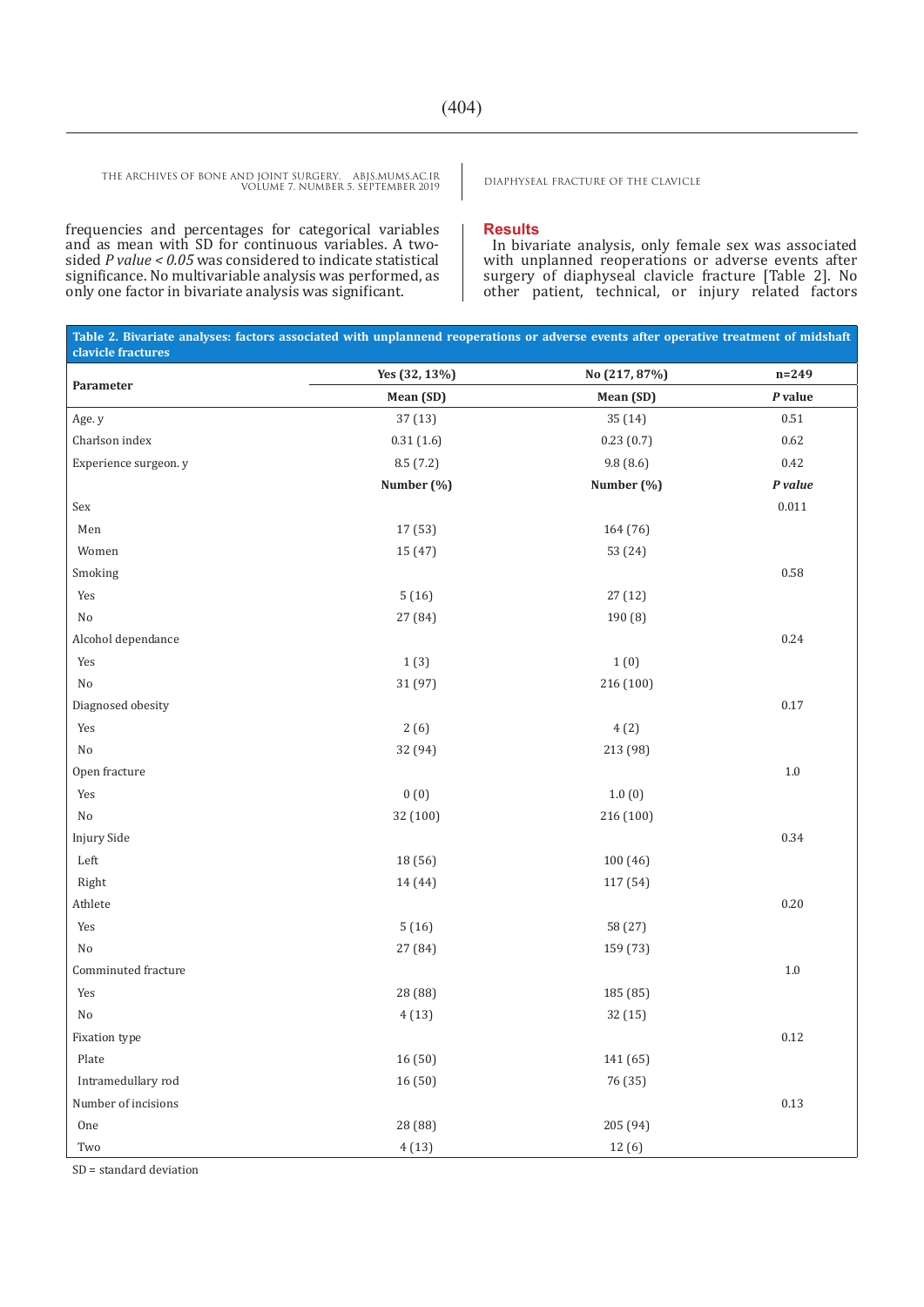frequencies and percentages for categorical variables and as mean with SD for continuous variables. A two-sided *P value < 0.05* was considered to indicate statistical significance. No multivariable analysis was performed, as only one factor in bivariate analysis was significant.

## Results

In bivariate analysis, only female sex was associated with unplanned reoperations or adverse events after surgery of diaphyseal clavicle fracture [Table 2]. No other patient, technical, or injury related factors

**Table 2. Bivariate analyses: factors associated with unplannend reoperations or adverse events after operative treatment of midshaft clavicle fractures**

| Parameter | Yes (32, 13%) | No (217, 87%) | n=249 |
|---|---|---|---|
| | Mean (SD) | Mean (SD) | *P* value |
| Age. y | 37 (13) | 35 (14) | 0.51 |
| Charlson index | 0.31 (1.6) | 0.23 (0.7) | 0.62 |
| Experience surgeon. y | 8.5 (7.2) | 9.8 (8.6) | 0.42 |
| | **Number (%)** | **Number (%)** | ***P value*** |
| Sex | | | 0.011 |
| Men | 17 (53) | 164 (76) | |
| Women | 15 (47) | 53 (24) | |
| Smoking | | | 0.58 |
| Yes | 5 (16) | 27 (12) | |
| No | 27 (84) | 190 (8) | |
| Alcohol dependance | | | 0.24 |
| Yes | 1 (3) | 1 (0) | |
| No | 31 (97) | 216 (100) | |
| Diagnosed obesity | | | 0.17 |
| Yes | 2 (6) | 4 (2) | |
| No | 32 (94) | 213 (98) | |
| Open fracture | | | 1.0 |
| Yes | 0 (0) | 1.0 (0) | |
| No | 32 (100) | 216 (100) | |
| Injury Side | | | 0.34 |
| Left | 18 (56) | 100 (46) | |
| Right | 14 (44) | 117 (54) | |
| Athlete | | | 0.20 |
| Yes | 5 (16) | 58 (27) | |
| No | 27 (84) | 159 (73) | |
| Comminuted fracture | | | 1.0 |
| Yes | 28 (88) | 185 (85) | |
| No | 4 (13) | 32 (15) | |
| Fixation type | | | 0.12 |
| Plate | 16 (50) | 141 (65) | |
| Intramedullary rod | 16 (50) | 76 (35) | |
| Number of incisions | | | 0.13 |
| One | 28 (88) | 205 (94) | |
| Two | 4 (13) | 12 (6) | |

SD = standard deviation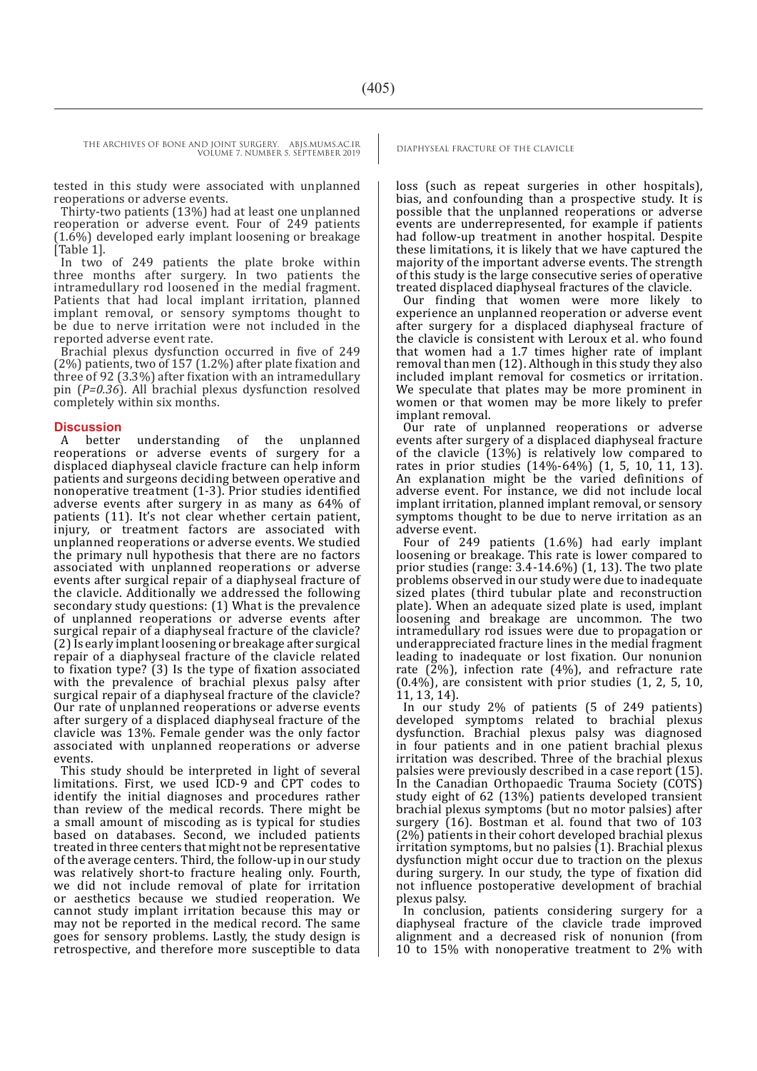tested in this study were associated with unplanned reoperations or adverse events.

Thirty-two patients (13%) had at least one unplanned reoperation or adverse event. Four of 249 patients (1.6%) developed early implant loosening or breakage [Table 1].

In two of 249 patients the plate broke within three months after surgery. In two patients the intramedullary rod loosened in the medial fragment. Patients that had local implant irritation, planned implant removal, or sensory symptoms thought to be due to nerve irritation were not included in the reported adverse event rate.

Brachial plexus dysfunction occurred in five of 249 (2%) patients, two of 157 (1.2%) after plate fixation and three of 92 (3.3%) after fixation with an intramedullary pin (*P=0.36*). All brachial plexus dysfunction resolved completely within six months.

## Discussion

A better understanding of the unplanned reoperations or adverse events of surgery for a displaced diaphyseal clavicle fracture can help inform patients and surgeons deciding between operative and nonoperative treatment (1-3). Prior studies identified adverse events after surgery in as many as 64% of patients (11). It's not clear whether certain patient, injury, or treatment factors are associated with unplanned reoperations or adverse events. We studied the primary null hypothesis that there are no factors associated with unplanned reoperations or adverse events after surgical repair of a diaphyseal fracture of the clavicle. Additionally we addressed the following secondary study questions: (1) What is the prevalence of unplanned reoperations or adverse events after surgical repair of a diaphyseal fracture of the clavicle? (2) Is early implant loosening or breakage after surgical repair of a diaphyseal fracture of the clavicle related to fixation type? (3) Is the type of fixation associated with the prevalence of brachial plexus palsy after surgical repair of a diaphyseal fracture of the clavicle? Our rate of unplanned reoperations or adverse events after surgery of a displaced diaphyseal fracture of the clavicle was 13%. Female gender was the only factor associated with unplanned reoperations or adverse events.

This study should be interpreted in light of several limitations. First, we used ICD-9 and CPT codes to identify the initial diagnoses and procedures rather than review of the medical records. There might be a small amount of miscoding as is typical for studies based on databases. Second, we included patients treated in three centers that might not be representative of the average centers. Third, the follow-up in our study was relatively short-to fracture healing only. Fourth, we did not include removal of plate for irritation or aesthetics because we studied reoperation. We cannot study implant irritation because this may or may not be reported in the medical record. The same goes for sensory problems. Lastly, the study design is retrospective, and therefore more susceptible to data loss (such as repeat surgeries in other hospitals), bias, and confounding than a prospective study. It is possible that the unplanned reoperations or adverse events are underrepresented, for example if patients had follow-up treatment in another hospital. Despite these limitations, it is likely that we have captured the majority of the important adverse events. The strength of this study is the large consecutive series of operative treated displaced diaphyseal fractures of the clavicle.

Our finding that women were more likely to experience an unplanned reoperation or adverse event after surgery for a displaced diaphyseal fracture of the clavicle is consistent with Leroux et al. who found that women had a 1.7 times higher rate of implant removal than men (12). Although in this study they also included implant removal for cosmetics or irritation. We speculate that plates may be more prominent in women or that women may be more likely to prefer implant removal.

Our rate of unplanned reoperations or adverse events after surgery of a displaced diaphyseal fracture of the clavicle (13%) is relatively low compared to rates in prior studies (14%-64%) (1, 5, 10, 11, 13). An explanation might be the varied definitions of adverse event. For instance, we did not include local implant irritation, planned implant removal, or sensory symptoms thought to be due to nerve irritation as an adverse event.

Four of 249 patients (1.6%) had early implant loosening or breakage. This rate is lower compared to prior studies (range: 3.4-14.6%) (1, 13). The two plate problems observed in our study were due to inadequate sized plates (third tubular plate and reconstruction plate). When an adequate sized plate is used, implant loosening and breakage are uncommon. The two intramedullary rod issues were due to propagation or underappreciated fracture lines in the medial fragment leading to inadequate or lost fixation. Our nonunion rate (2%), infection rate (4%), and refracture rate (0.4%), are consistent with prior studies (1, 2, 5, 10, 11, 13, 14).

In our study 2% of patients (5 of 249 patients) developed symptoms related to brachial plexus dysfunction. Brachial plexus palsy was diagnosed in four patients and in one patient brachial plexus irritation was described. Three of the brachial plexus palsies were previously described in a case report (15). In the Canadian Orthopaedic Trauma Society (COTS) study eight of 62 (13%) patients developed transient brachial plexus symptoms (but no motor palsies) after surgery (16). Bostman et al. found that two of 103 (2%) patients in their cohort developed brachial plexus irritation symptoms, but no palsies (1). Brachial plexus dysfunction might occur due to traction on the plexus during surgery. In our study, the type of fixation did not influence postoperative development of brachial plexus palsy.

In conclusion, patients considering surgery for a diaphyseal fracture of the clavicle trade improved alignment and a decreased risk of nonunion (from 10 to 15% with nonoperative treatment to 2% with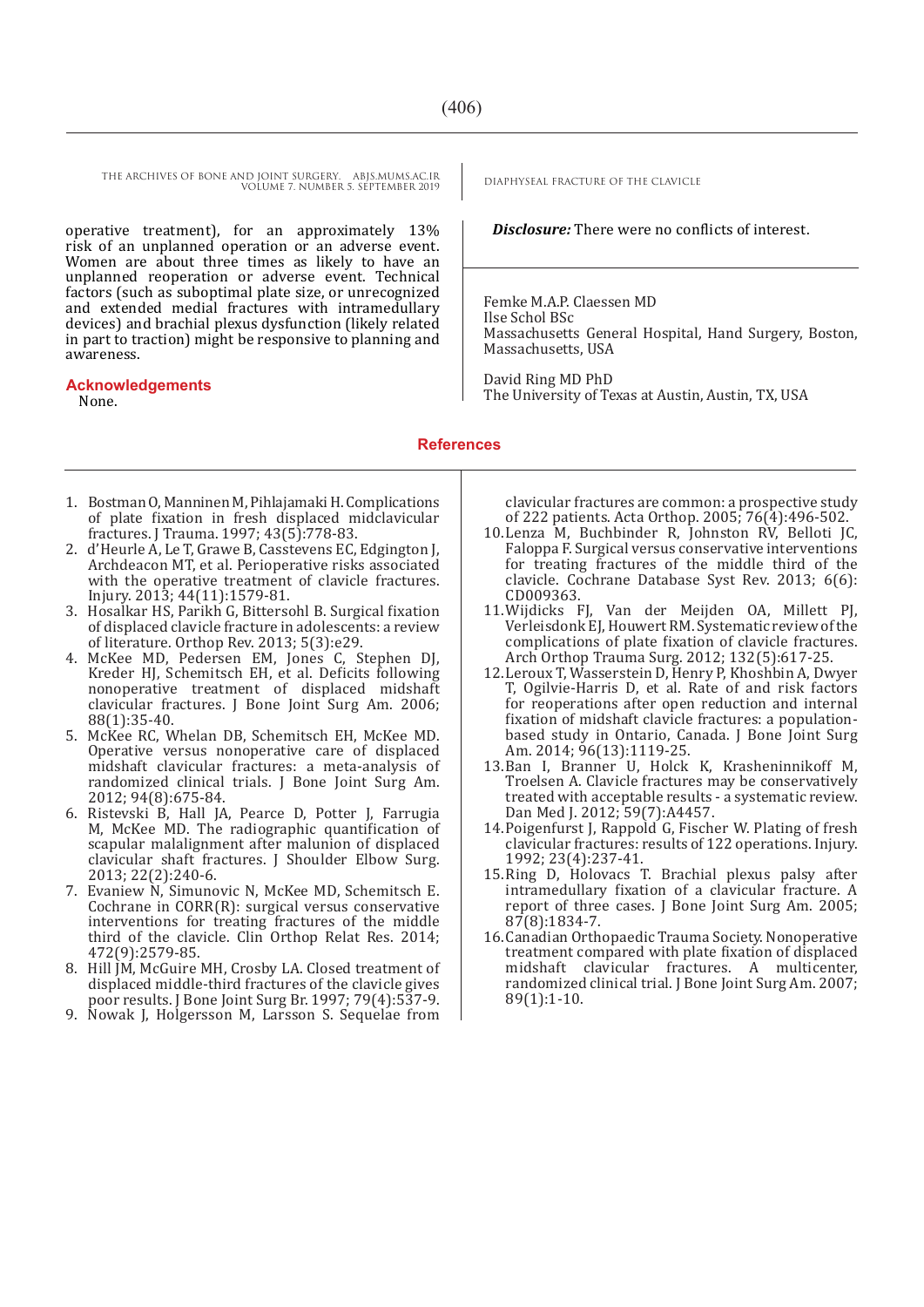operative treatment), for an approximately 13% risk of an unplanned operation or an adverse event. Women are about three times as likely to have an unplanned reoperation or adverse event. Technical factors (such as suboptimal plate size, or unrecognized and extended medial fractures with intramedullary devices) and brachial plexus dysfunction (likely related in part to traction) might be responsive to planning and awareness.

## Acknowledgements

None.

***Disclosure:*** There were no conflicts of interest.

Femke M.A.P. Claessen MD
Ilse Schol BSc
Massachusetts General Hospital, Hand Surgery, Boston, Massachusetts, USA

David Ring MD PhD
The University of Texas at Austin, Austin, TX, USA

## References

1. Bostman O, Manninen M, Pihlajamaki H. Complications of plate fixation in fresh displaced midclavicular fractures. J Trauma. 1997; 43(5):778-83.
2. d'Heurle A, Le T, Grawe B, Casstevens EC, Edgington J, Archdeacon MT, et al. Perioperative risks associated with the operative treatment of clavicle fractures. Injury. 2013; 44(11):1579-81.
3. Hosalkar HS, Parikh G, Bittersohl B. Surgical fixation of displaced clavicle fracture in adolescents: a review of literature. Orthop Rev. 2013; 5(3):e29.
4. McKee MD, Pedersen EM, Jones C, Stephen DJ, Kreder HJ, Schemitsch EH, et al. Deficits following nonoperative treatment of displaced midshaft clavicular fractures. J Bone Joint Surg Am. 2006; 88(1):35-40.
5. McKee RC, Whelan DB, Schemitsch EH, McKee MD. Operative versus nonoperative care of displaced midshaft clavicular fractures: a meta-analysis of randomized clinical trials. J Bone Joint Surg Am. 2012; 94(8):675-84.
6. Ristevski B, Hall JA, Pearce D, Potter J, Farrugia M, McKee MD. The radiographic quantification of scapular malalignment after malunion of displaced clavicular shaft fractures. J Shoulder Elbow Surg. 2013; 22(2):240-6.
7. Evaniew N, Simunovic N, McKee MD, Schemitsch E. Cochrane in CORR(R): surgical versus conservative interventions for treating fractures of the middle third of the clavicle. Clin Orthop Relat Res. 2014; 472(9):2579-85.
8. Hill JM, McGuire MH, Crosby LA. Closed treatment of displaced middle-third fractures of the clavicle gives poor results. J Bone Joint Surg Br. 1997; 79(4):537-9.
9. Nowak J, Holgersson M, Larsson S. Sequelae from clavicular fractures are common: a prospective study of 222 patients. Acta Orthop. 2005; 76(4):496-502.
10. Lenza M, Buchbinder R, Johnston RV, Belloti JC, Faloppa F. Surgical versus conservative interventions for treating fractures of the middle third of the clavicle. Cochrane Database Syst Rev. 2013; 6(6): CD009363.
11. Wijdicks FJ, Van der Meijden OA, Millett PJ, Verleisdonk EJ, Houwert RM. Systematic review of the complications of plate fixation of clavicle fractures. Arch Orthop Trauma Surg. 2012; 132(5):617-25.
12. Leroux T, Wasserstein D, Henry P, Khoshbin A, Dwyer T, Ogilvie-Harris D, et al. Rate of and risk factors for reoperations after open reduction and internal fixation of midshaft clavicle fractures: a population-based study in Ontario, Canada. J Bone Joint Surg Am. 2014; 96(13):1119-25.
13. Ban I, Branner U, Holck K, Krasheninnikoff M, Troelsen A. Clavicle fractures may be conservatively treated with acceptable results - a systematic review. Dan Med J. 2012; 59(7):A4457.
14. Poigenfurst J, Rappold G, Fischer W. Plating of fresh clavicular fractures: results of 122 operations. Injury. 1992; 23(4):237-41.
15. Ring D, Holovacs T. Brachial plexus palsy after intramedullary fixation of a clavicular fracture. A report of three cases. J Bone Joint Surg Am. 2005; 87(8):1834-7.
16. Canadian Orthopaedic Trauma Society. Nonoperative treatment compared with plate fixation of displaced midshaft clavicular fractures. A multicenter, randomized clinical trial. J Bone Joint Surg Am. 2007; 89(1):1-10.